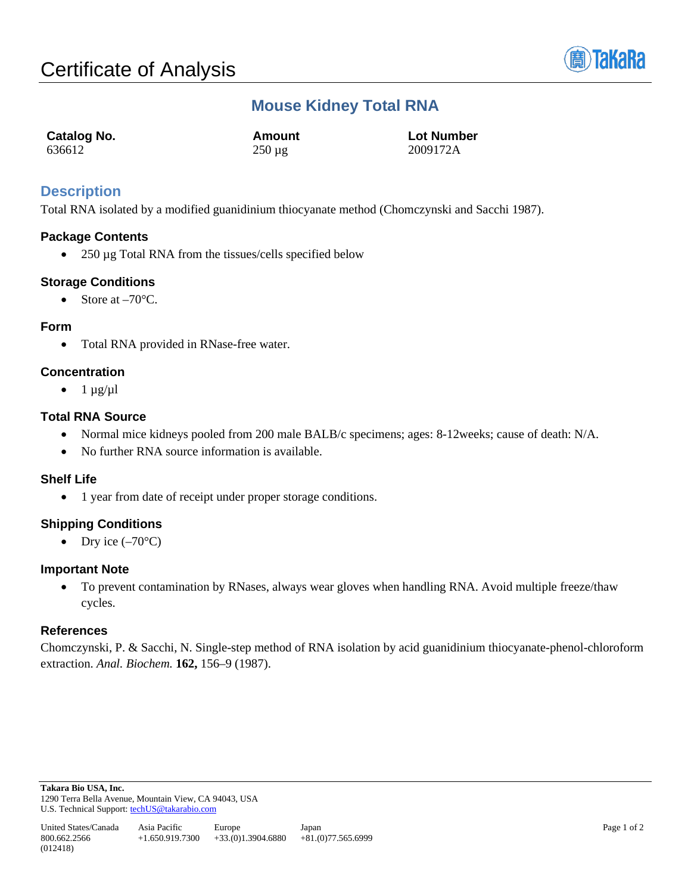# Certificate of Analysis

## Mouse Kidney Total RNA

| Catalog No. | Amount | Lot Number |
|---|---|---|
| 636612 | 250 µg | 2009172A |

## Description

Total RNA isolated by a modified guanidinium thiocyanate method (Chomczynski and Sacchi 1987).

### Package Contents

- 250 µg Total RNA from the tissues/cells specified below

### Storage Conditions

- Store at –70°C.

### Form

- Total RNA provided in RNase-free water.

### Concentration

- 1 µg/µl

### Total RNA Source

- Normal mice kidneys pooled from 200 male BALB/c specimens; ages: 8-12weeks; cause of death: N/A.
- No further RNA source information is available.

### Shelf Life

- 1 year from date of receipt under proper storage conditions.

### Shipping Conditions

- Dry ice (–70°C)

### Important Note

- To prevent contamination by RNases, always wear gloves when handling RNA. Avoid multiple freeze/thaw cycles.

### References

Chomczynski, P. & Sacchi, N. Single-step method of RNA isolation by acid guanidinium thiocyanate-phenol-chloroform extraction. *Anal. Biochem.* **162,** 156–9 (1987).

**Takara Bio USA, Inc.**
1290 Terra Bella Avenue, Mountain View, CA 94043, USA
U.S. Technical Support: techUS@takarabio.com

| United States/Canada | Asia Pacific | Europe | Japan |
|---|---|---|---|
| 800.662.2566 | +1.650.919.7300 | +33.(0)1.3904.6880 | +81.(0)77.565.6999 |

(012418)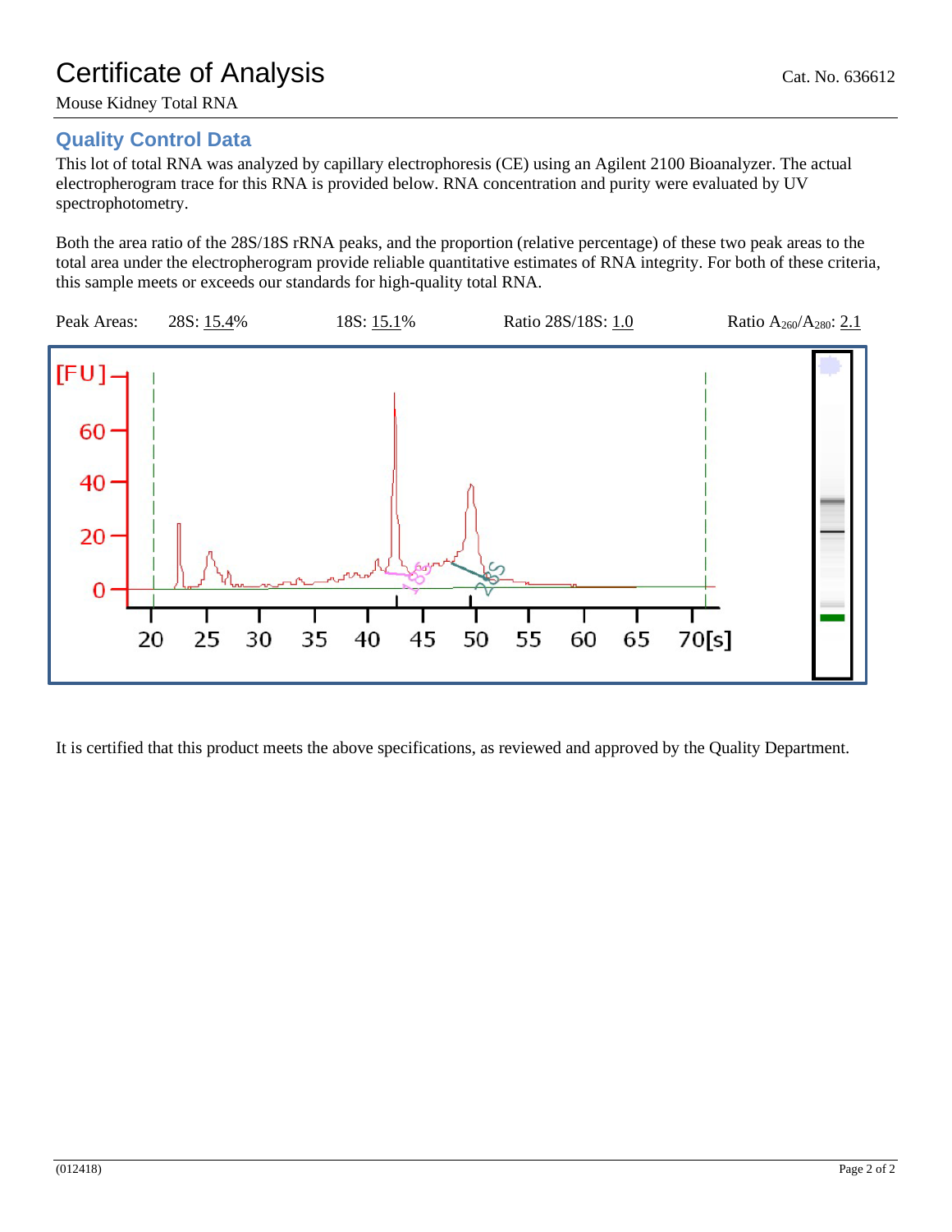# Certificate of Analysis

Cat. No. 636612

Mouse Kidney Total RNA

## Quality Control Data

This lot of total RNA was analyzed by capillary electrophoresis (CE) using an Agilent 2100 Bioanalyzer. The actual electropherogram trace for this RNA is provided below. RNA concentration and purity were evaluated by UV spectrophotometry.

Both the area ratio of the 28S/18S rRNA peaks, and the proportion (relative percentage) of these two peak areas to the total area under the electropherogram provide reliable quantitative estimates of RNA integrity. For both of these criteria, this sample meets or exceeds our standards for high-quality total RNA.

Peak Areas: 28S: 15.4% 18S: 15.1% Ratio 28S/18S: 1.0 Ratio $A_{260}/A_{280}$: 2.1

It is certified that this product meets the above specifications, as reviewed and approved by the Quality Department.

(012418)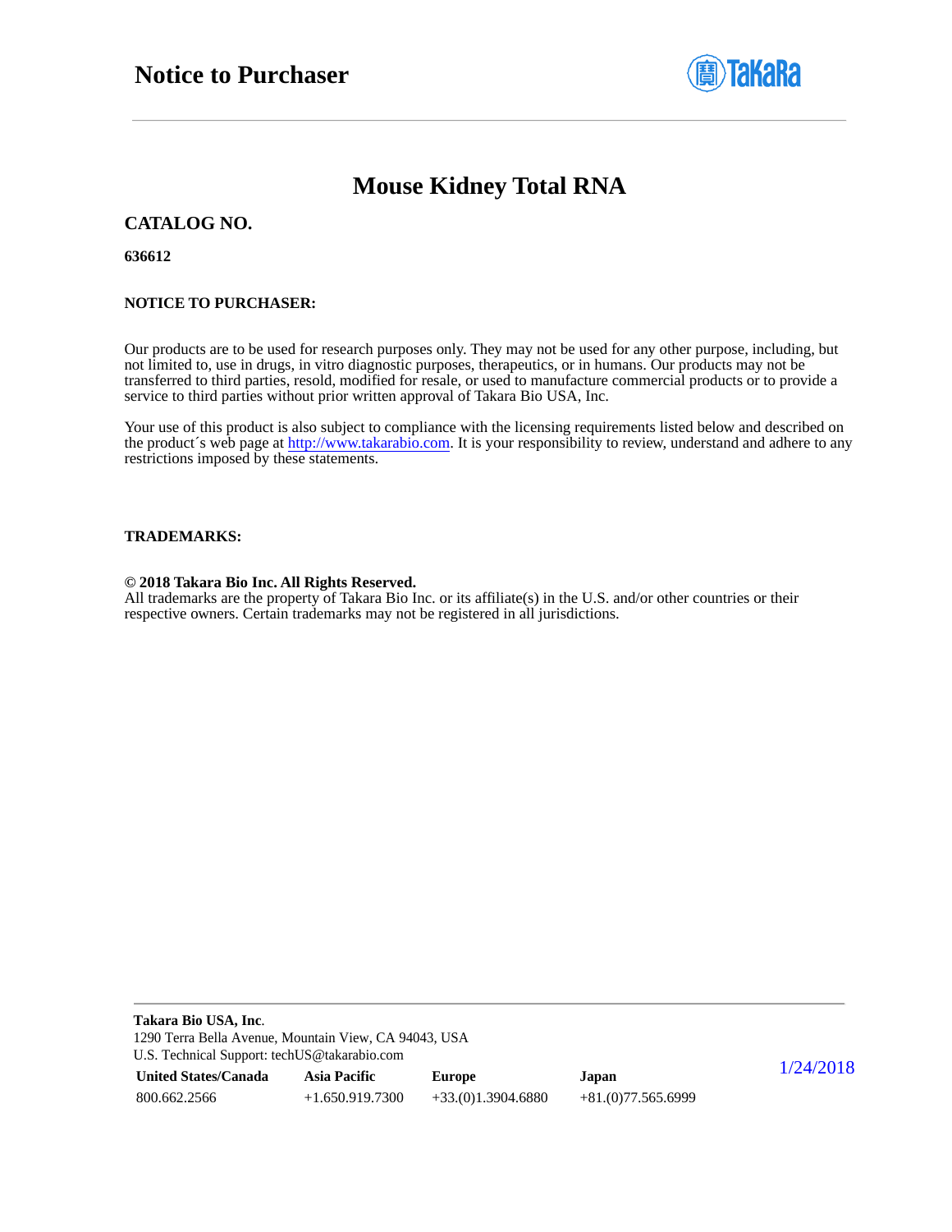# Notice to Purchaser

## Mouse Kidney Total RNA

### CATALOG NO.

**636612**

**NOTICE TO PURCHASER:**

Our products are to be used for research purposes only. They may not be used for any other purpose, including, but not limited to, use in drugs, in vitro diagnostic purposes, therapeutics, or in humans. Our products may not be transferred to third parties, resold, modified for resale, or used to manufacture commercial products or to provide a service to third parties without prior written approval of Takara Bio USA, Inc.

Your use of this product is also subject to compliance with the licensing requirements listed below and described on the product´s web page at http://www.takarabio.com. It is your responsibility to review, understand and adhere to any restrictions imposed by these statements.

**TRADEMARKS:**

**© 2018 Takara Bio Inc. All Rights Reserved.**
All trademarks are the property of Takara Bio Inc. or its affiliate(s) in the U.S. and/or other countries or their respective owners. Certain trademarks may not be registered in all jurisdictions.

**Takara Bio USA, Inc**.
1290 Terra Bella Avenue, Mountain View, CA 94043, USA
U.S. Technical Support: techUS@takarabio.com

| United States/Canada | Asia Pacific | Europe | Japan |
|---|---|---|---|
| 800.662.2566 | +1.650.919.7300 | +33.(0)1.3904.6880 | +81.(0)77.565.6999 |

1/24/2018